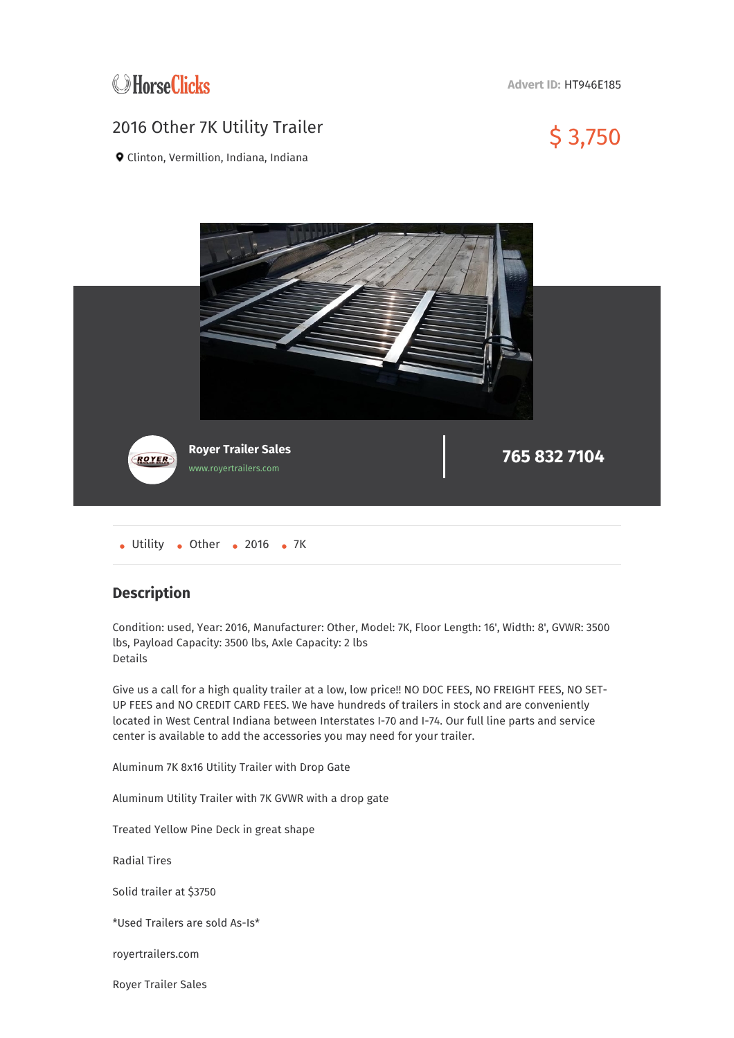HorseClicks

Advert ID: HT946E185

# 2016 Other 7K Utility Trailer

$ 3,750

Clinton, Vermillion, Indiana, Indiana

**Royer Trailer Sales**

www.royertrailers.com

**765 832 7104**

- Utility
- Other
- 2016
- 7K

## Description

Condition: used, Year: 2016, Manufacturer: Other, Model: 7K, Floor Length: 16', Width: 8', GVWR: 3500 lbs, Payload Capacity: 3500 lbs, Axle Capacity: 2 lbs
Details

Give us a call for a high quality trailer at a low, low price!! NO DOC FEES, NO FREIGHT FEES, NO SET-UP FEES and NO CREDIT CARD FEES. We have hundreds of trailers in stock and are conveniently located in West Central Indiana between Interstates I-70 and I-74. Our full line parts and service center is available to add the accessories you may need for your trailer.

Aluminum 7K 8x16 Utility Trailer with Drop Gate

Aluminum Utility Trailer with 7K GVWR with a drop gate

Treated Yellow Pine Deck in great shape

Radial Tires

Solid trailer at $3750

*Used Trailers are sold As-Is*

royertrailers.com

Royer Trailer Sales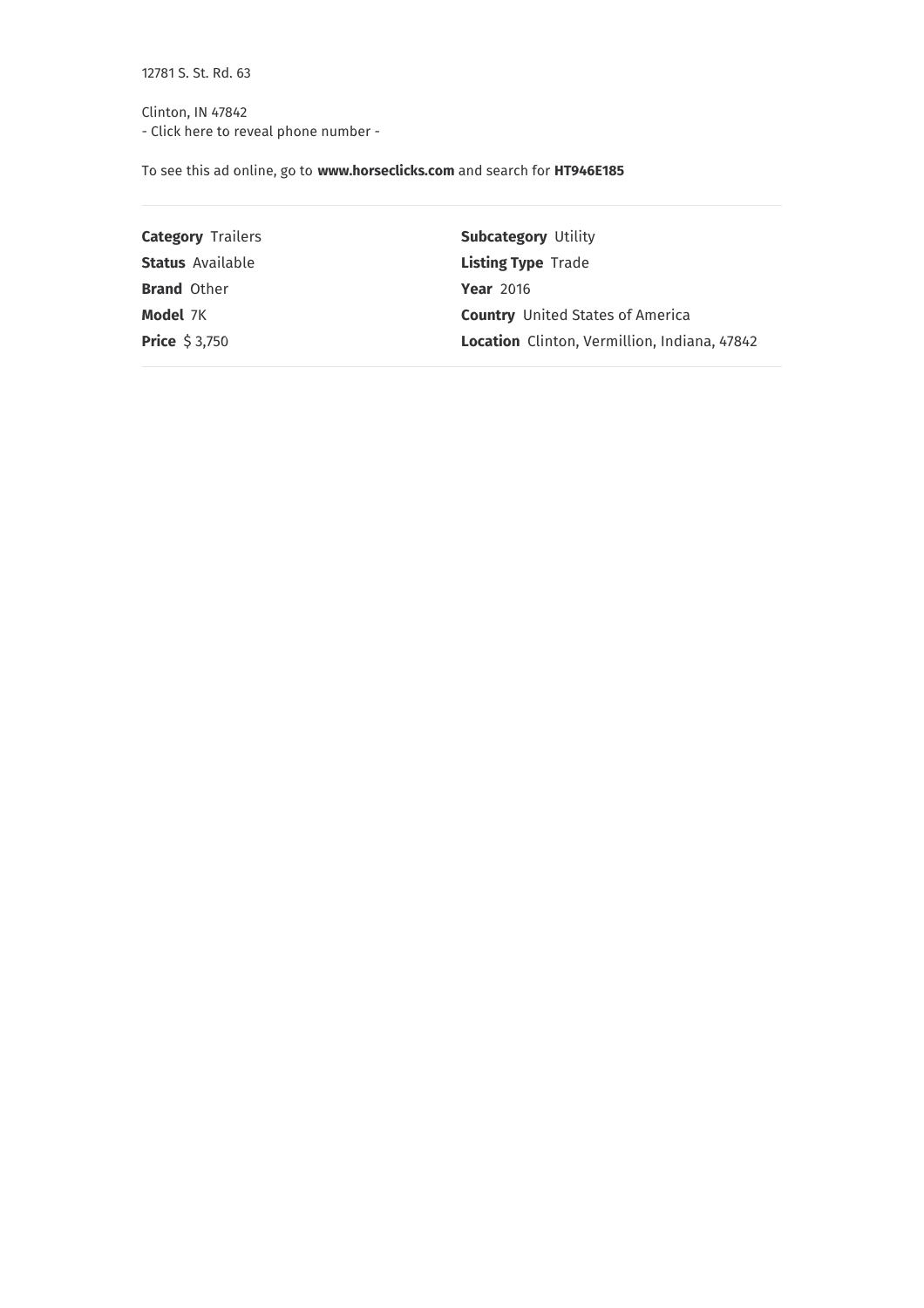12781 S. St. Rd. 63

Clinton, IN 47842
- Click here to reveal phone number -

To see this ad online, go to **www.horseclicks.com** and search for **HT946E185**

| | |
|---|---|
| **Category** Trailers | **Subcategory** Utility |
| **Status** Available | **Listing Type** Trade |
| **Brand** Other | **Year** 2016 |
| **Model** 7K | **Country** United States of America |
| **Price** $ 3,750 | **Location** Clinton, Vermillion, Indiana, 47842 |